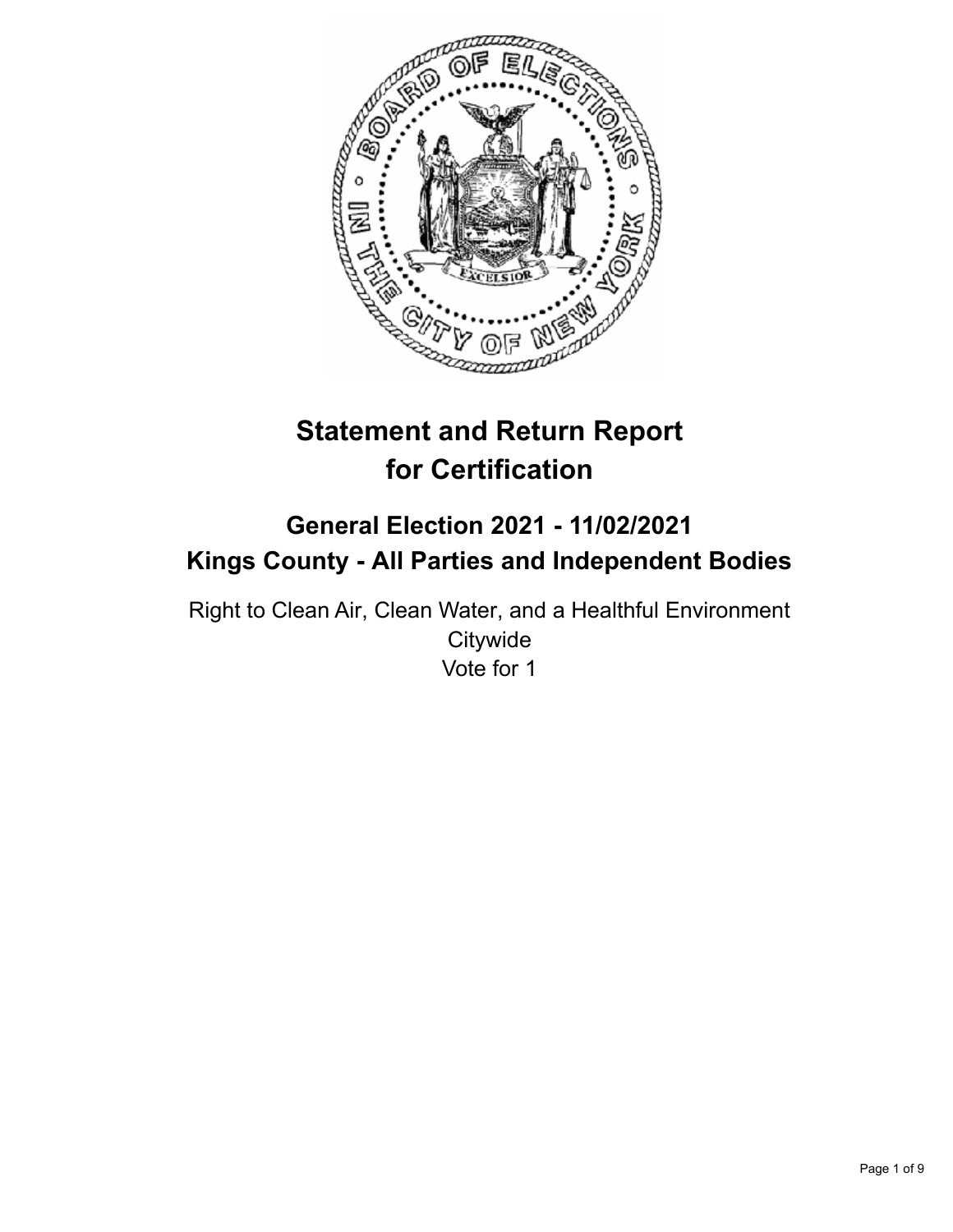# Statement and Return Report for Certification

## General Election 2021 - 11/02/2021
## Kings County - All Parties and Independent Bodies

Right to Clean Air, Clean Water, and a Healthful Environment
Citywide
Vote for 1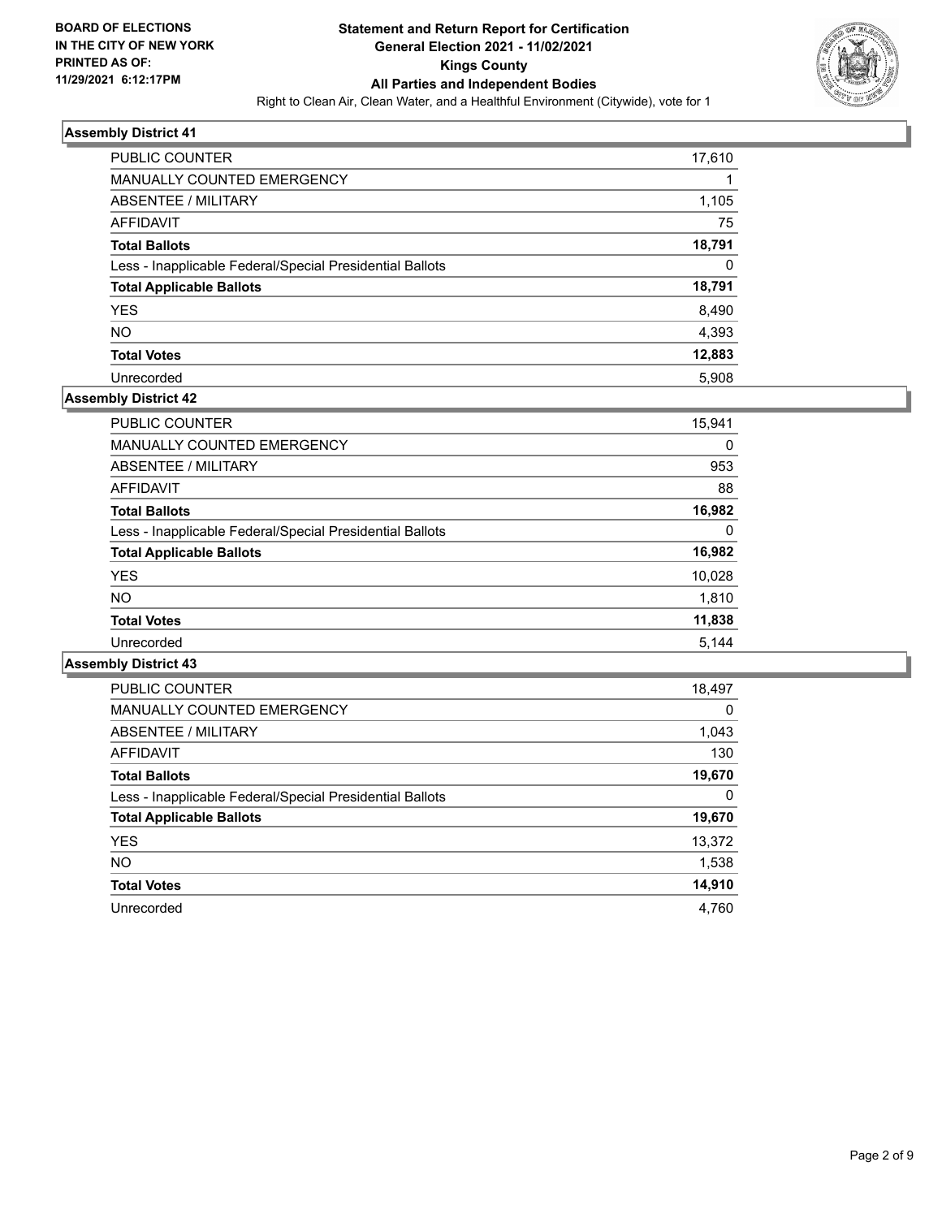**BOARD OF ELECTIONS IN THE CITY OF NEW YORK PRINTED AS OF: 11/29/2021 6:12:17PM**

# Statement and Return Report for Certification
## General Election 2021 - 11/02/2021
## Kings County
## All Parties and Independent Bodies

Right to Clean Air, Clean Water, and a Healthful Environment (Citywide), vote for 1

### Assembly District 41

| | |
|---|---|
| PUBLIC COUNTER | 17,610 |
| MANUALLY COUNTED EMERGENCY | 1 |
| ABSENTEE / MILITARY | 1,105 |
| AFFIDAVIT | 75 |
| **Total Ballots** | **18,791** |
| Less - Inapplicable Federal/Special Presidential Ballots | 0 |
| **Total Applicable Ballots** | **18,791** |
| YES | 8,490 |
| NO | 4,393 |
| **Total Votes** | **12,883** |
| Unrecorded | 5,908 |

### Assembly District 42

| | |
|---|---|
| PUBLIC COUNTER | 15,941 |
| MANUALLY COUNTED EMERGENCY | 0 |
| ABSENTEE / MILITARY | 953 |
| AFFIDAVIT | 88 |
| **Total Ballots** | **16,982** |
| Less - Inapplicable Federal/Special Presidential Ballots | 0 |
| **Total Applicable Ballots** | **16,982** |
| YES | 10,028 |
| NO | 1,810 |
| **Total Votes** | **11,838** |
| Unrecorded | 5,144 |

### Assembly District 43

| | |
|---|---|
| PUBLIC COUNTER | 18,497 |
| MANUALLY COUNTED EMERGENCY | 0 |
| ABSENTEE / MILITARY | 1,043 |
| AFFIDAVIT | 130 |
| **Total Ballots** | **19,670** |
| Less - Inapplicable Federal/Special Presidential Ballots | 0 |
| **Total Applicable Ballots** | **19,670** |
| YES | 13,372 |
| NO | 1,538 |
| **Total Votes** | **14,910** |
| Unrecorded | 4,760 |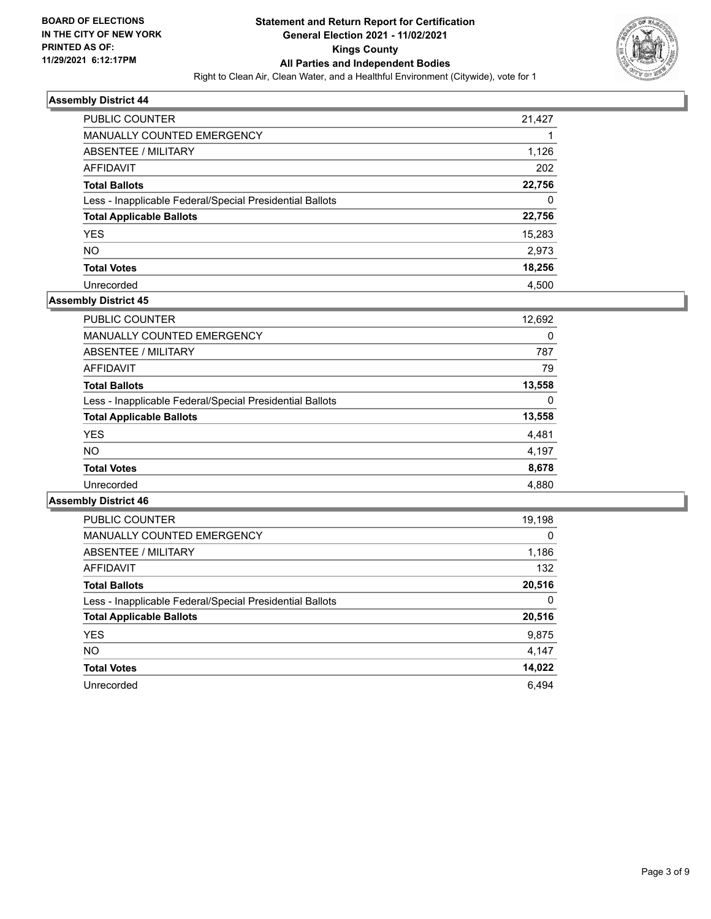BOARD OF ELECTIONS
IN THE CITY OF NEW YORK
PRINTED AS OF:
11/29/2021 6:12:17PM

**Statement and Return Report for Certification**
**General Election 2021 - 11/02/2021**
**Kings County**
**All Parties and Independent Bodies**
Right to Clean Air, Clean Water, and a Healthful Environment (Citywide), vote for 1

### Assembly District 44

| | |
|---|---|
| PUBLIC COUNTER | 21,427 |
| MANUALLY COUNTED EMERGENCY | 1 |
| ABSENTEE / MILITARY | 1,126 |
| AFFIDAVIT | 202 |
| **Total Ballots** | **22,756** |
| Less - Inapplicable Federal/Special Presidential Ballots | 0 |
| **Total Applicable Ballots** | **22,756** |
| YES | 15,283 |
| NO | 2,973 |
| **Total Votes** | **18,256** |
| Unrecorded | 4,500 |

### Assembly District 45

| | |
|---|---|
| PUBLIC COUNTER | 12,692 |
| MANUALLY COUNTED EMERGENCY | 0 |
| ABSENTEE / MILITARY | 787 |
| AFFIDAVIT | 79 |
| **Total Ballots** | **13,558** |
| Less - Inapplicable Federal/Special Presidential Ballots | 0 |
| **Total Applicable Ballots** | **13,558** |
| YES | 4,481 |
| NO | 4,197 |
| **Total Votes** | **8,678** |
| Unrecorded | 4,880 |

### Assembly District 46

| | |
|---|---|
| PUBLIC COUNTER | 19,198 |
| MANUALLY COUNTED EMERGENCY | 0 |
| ABSENTEE / MILITARY | 1,186 |
| AFFIDAVIT | 132 |
| **Total Ballots** | **20,516** |
| Less - Inapplicable Federal/Special Presidential Ballots | 0 |
| **Total Applicable Ballots** | **20,516** |
| YES | 9,875 |
| NO | 4,147 |
| **Total Votes** | **14,022** |
| Unrecorded | 6,494 |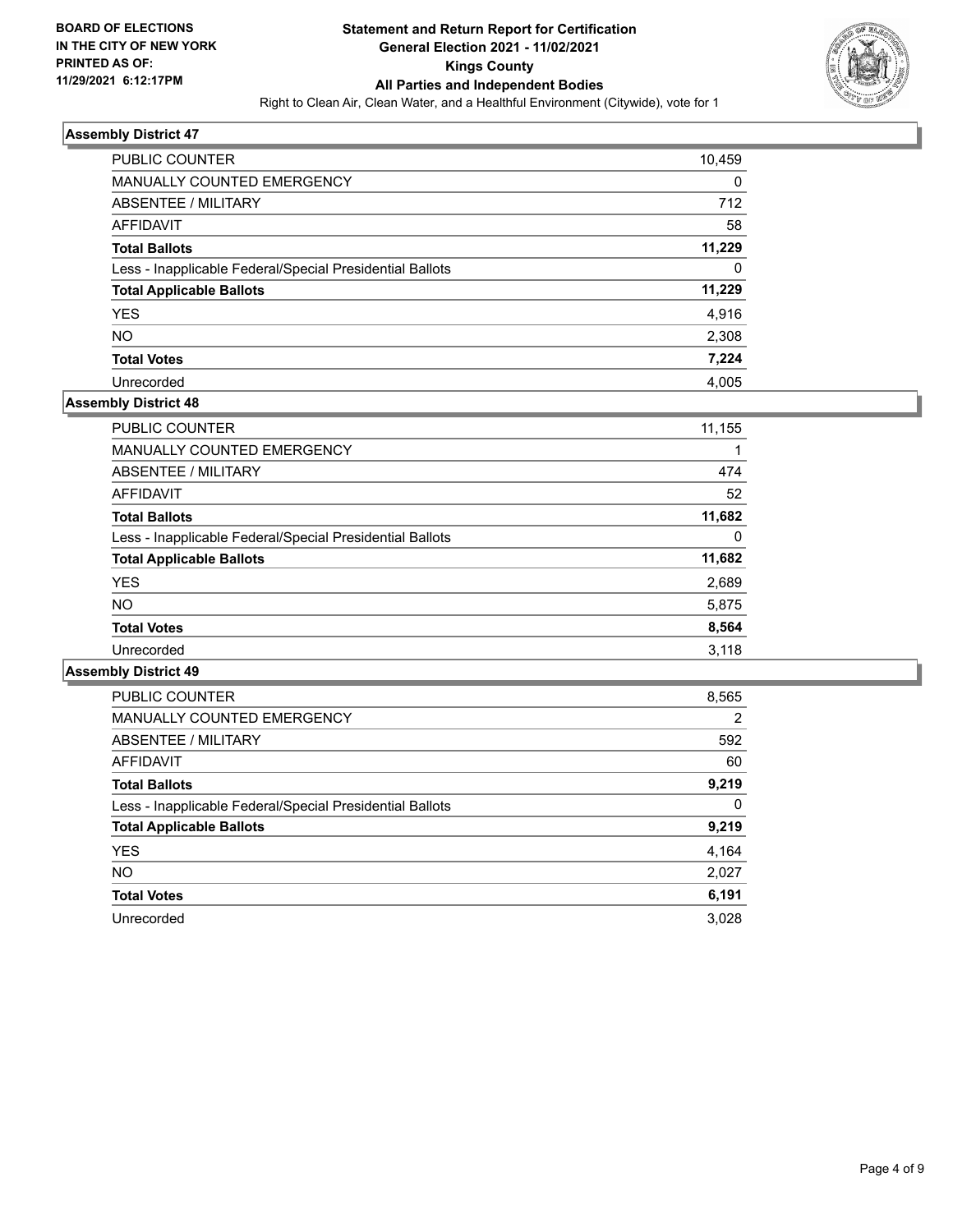**BOARD OF ELECTIONS IN THE CITY OF NEW YORK PRINTED AS OF: 11/29/2021 6:12:17PM**

# Statement and Return Report for Certification
## General Election 2021 - 11/02/2021
## Kings County
## All Parties and Independent Bodies

Right to Clean Air, Clean Water, and a Healthful Environment (Citywide), vote for 1

### Assembly District 47

| | |
|---|---|
| PUBLIC COUNTER | 10,459 |
| MANUALLY COUNTED EMERGENCY | 0 |
| ABSENTEE / MILITARY | 712 |
| AFFIDAVIT | 58 |
| **Total Ballots** | **11,229** |
| Less - Inapplicable Federal/Special Presidential Ballots | 0 |
| **Total Applicable Ballots** | **11,229** |
| YES | 4,916 |
| NO | 2,308 |
| **Total Votes** | **7,224** |
| Unrecorded | 4,005 |

### Assembly District 48

| | |
|---|---|
| PUBLIC COUNTER | 11,155 |
| MANUALLY COUNTED EMERGENCY | 1 |
| ABSENTEE / MILITARY | 474 |
| AFFIDAVIT | 52 |
| **Total Ballots** | **11,682** |
| Less - Inapplicable Federal/Special Presidential Ballots | 0 |
| **Total Applicable Ballots** | **11,682** |
| YES | 2,689 |
| NO | 5,875 |
| **Total Votes** | **8,564** |
| Unrecorded | 3,118 |

### Assembly District 49

| | |
|---|---|
| PUBLIC COUNTER | 8,565 |
| MANUALLY COUNTED EMERGENCY | 2 |
| ABSENTEE / MILITARY | 592 |
| AFFIDAVIT | 60 |
| **Total Ballots** | **9,219** |
| Less - Inapplicable Federal/Special Presidential Ballots | 0 |
| **Total Applicable Ballots** | **9,219** |
| YES | 4,164 |
| NO | 2,027 |
| **Total Votes** | **6,191** |
| Unrecorded | 3,028 |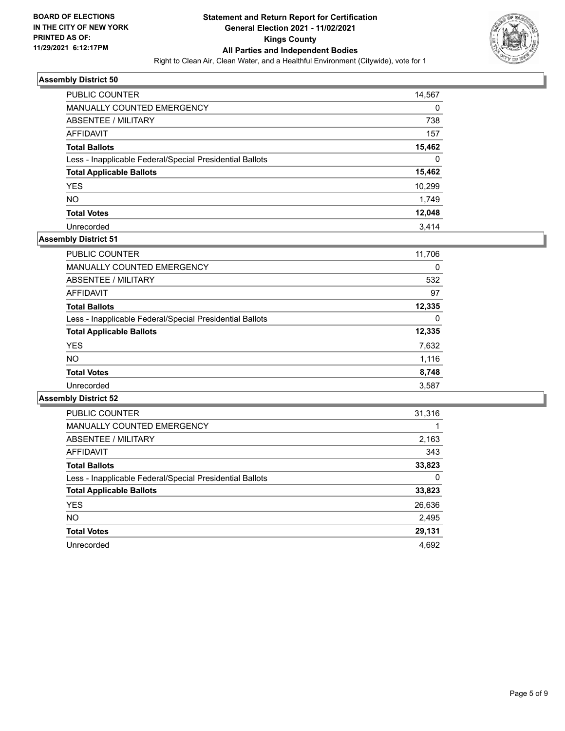BOARD OF ELECTIONS
IN THE CITY OF NEW YORK
PRINTED AS OF:
11/29/2021 6:12:17PM

**Statement and Return Report for Certification**
**General Election 2021 - 11/02/2021**
**Kings County**
**All Parties and Independent Bodies**
Right to Clean Air, Clean Water, and a Healthful Environment (Citywide), vote for 1

### Assembly District 50

| | |
|---|---|
| PUBLIC COUNTER | 14,567 |
| MANUALLY COUNTED EMERGENCY | 0 |
| ABSENTEE / MILITARY | 738 |
| AFFIDAVIT | 157 |
| **Total Ballots** | **15,462** |
| Less - Inapplicable Federal/Special Presidential Ballots | 0 |
| **Total Applicable Ballots** | **15,462** |
| YES | 10,299 |
| NO | 1,749 |
| **Total Votes** | **12,048** |
| Unrecorded | 3,414 |

### Assembly District 51

| | |
|---|---|
| PUBLIC COUNTER | 11,706 |
| MANUALLY COUNTED EMERGENCY | 0 |
| ABSENTEE / MILITARY | 532 |
| AFFIDAVIT | 97 |
| **Total Ballots** | **12,335** |
| Less - Inapplicable Federal/Special Presidential Ballots | 0 |
| **Total Applicable Ballots** | **12,335** |
| YES | 7,632 |
| NO | 1,116 |
| **Total Votes** | **8,748** |
| Unrecorded | 3,587 |

### Assembly District 52

| | |
|---|---|
| PUBLIC COUNTER | 31,316 |
| MANUALLY COUNTED EMERGENCY | 1 |
| ABSENTEE / MILITARY | 2,163 |
| AFFIDAVIT | 343 |
| **Total Ballots** | **33,823** |
| Less - Inapplicable Federal/Special Presidential Ballots | 0 |
| **Total Applicable Ballots** | **33,823** |
| YES | 26,636 |
| NO | 2,495 |
| **Total Votes** | **29,131** |
| Unrecorded | 4,692 |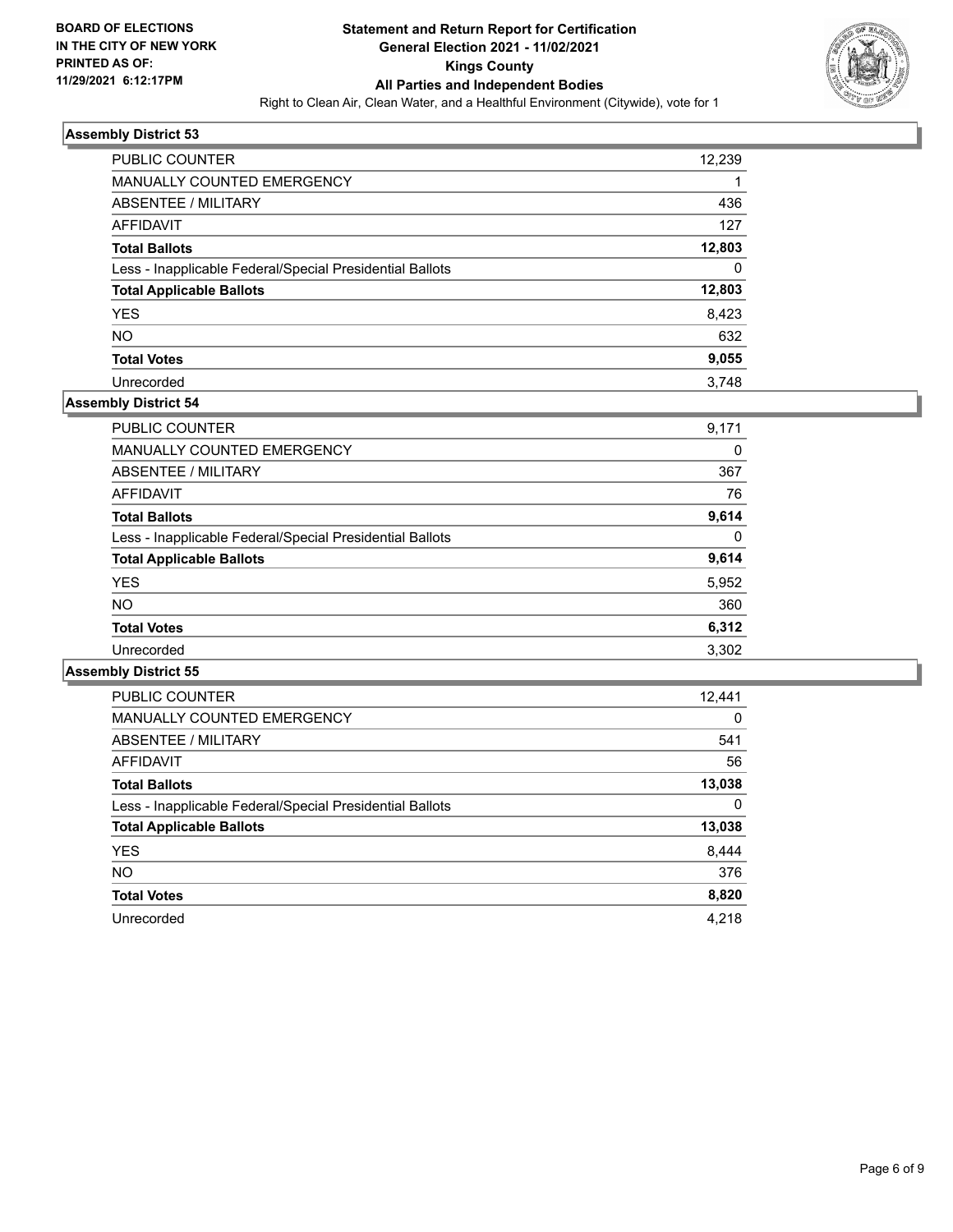**BOARD OF ELECTIONS IN THE CITY OF NEW YORK PRINTED AS OF: 11/29/2021 6:12:17PM**

# Statement and Return Report for Certification
## General Election 2021 - 11/02/2021
## Kings County
## All Parties and Independent Bodies

Right to Clean Air, Clean Water, and a Healthful Environment (Citywide), vote for 1

### Assembly District 53

| | |
|---|---|
| PUBLIC COUNTER | 12,239 |
| MANUALLY COUNTED EMERGENCY | 1 |
| ABSENTEE / MILITARY | 436 |
| AFFIDAVIT | 127 |
| **Total Ballots** | **12,803** |
| Less - Inapplicable Federal/Special Presidential Ballots | 0 |
| **Total Applicable Ballots** | **12,803** |
| YES | 8,423 |
| NO | 632 |
| **Total Votes** | **9,055** |
| Unrecorded | 3,748 |

### Assembly District 54

| | |
|---|---|
| PUBLIC COUNTER | 9,171 |
| MANUALLY COUNTED EMERGENCY | 0 |
| ABSENTEE / MILITARY | 367 |
| AFFIDAVIT | 76 |
| **Total Ballots** | **9,614** |
| Less - Inapplicable Federal/Special Presidential Ballots | 0 |
| **Total Applicable Ballots** | **9,614** |
| YES | 5,952 |
| NO | 360 |
| **Total Votes** | **6,312** |
| Unrecorded | 3,302 |

### Assembly District 55

| | |
|---|---|
| PUBLIC COUNTER | 12,441 |
| MANUALLY COUNTED EMERGENCY | 0 |
| ABSENTEE / MILITARY | 541 |
| AFFIDAVIT | 56 |
| **Total Ballots** | **13,038** |
| Less - Inapplicable Federal/Special Presidential Ballots | 0 |
| **Total Applicable Ballots** | **13,038** |
| YES | 8,444 |
| NO | 376 |
| **Total Votes** | **8,820** |
| Unrecorded | 4,218 |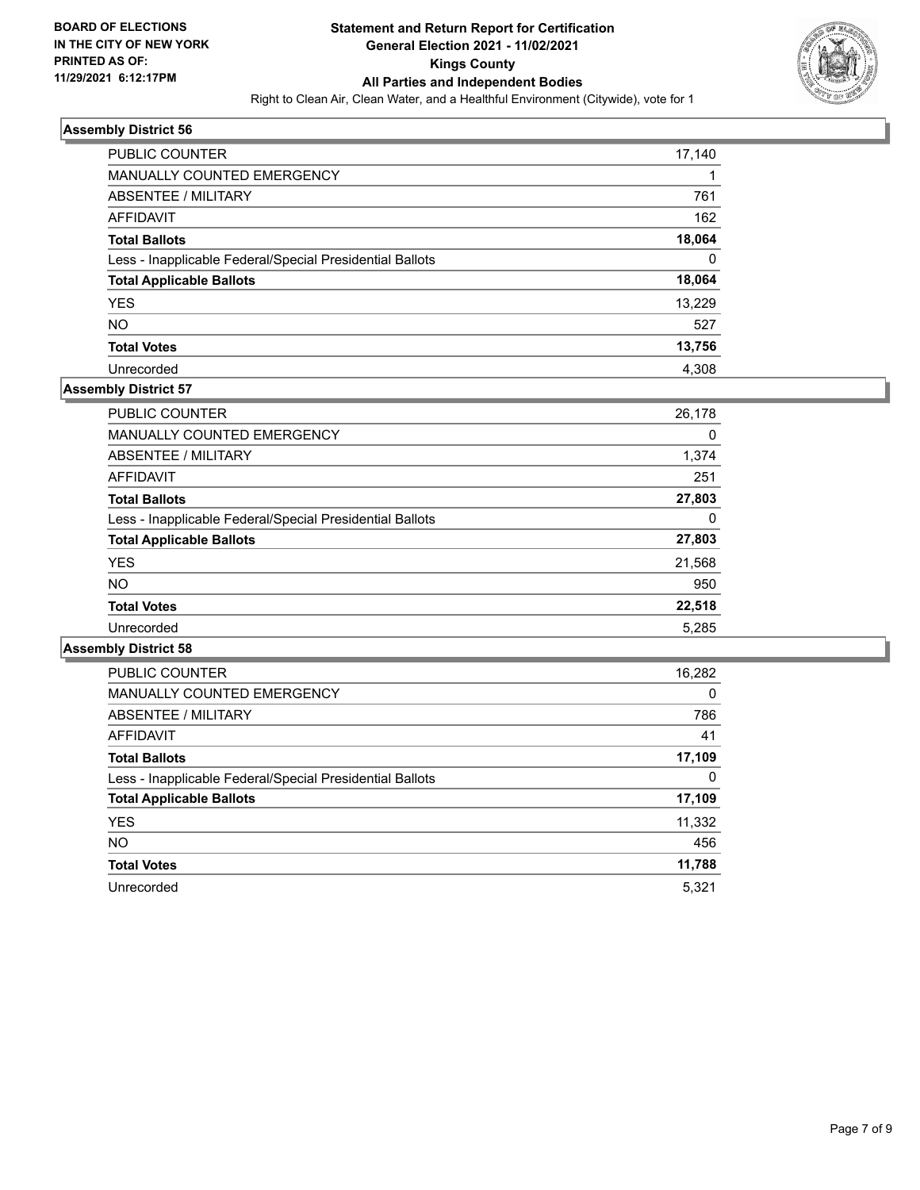**BOARD OF ELECTIONS IN THE CITY OF NEW YORK PRINTED AS OF: 11/29/2021 6:12:17PM**

# Statement and Return Report for Certification
## General Election 2021 - 11/02/2021
## Kings County
## All Parties and Independent Bodies

Right to Clean Air, Clean Water, and a Healthful Environment (Citywide), vote for 1

### Assembly District 56

| | |
|---|---|
| PUBLIC COUNTER | 17,140 |
| MANUALLY COUNTED EMERGENCY | 1 |
| ABSENTEE / MILITARY | 761 |
| AFFIDAVIT | 162 |
| **Total Ballots** | **18,064** |
| Less - Inapplicable Federal/Special Presidential Ballots | 0 |
| **Total Applicable Ballots** | **18,064** |
| YES | 13,229 |
| NO | 527 |
| **Total Votes** | **13,756** |
| Unrecorded | 4,308 |

### Assembly District 57

| | |
|---|---|
| PUBLIC COUNTER | 26,178 |
| MANUALLY COUNTED EMERGENCY | 0 |
| ABSENTEE / MILITARY | 1,374 |
| AFFIDAVIT | 251 |
| **Total Ballots** | **27,803** |
| Less - Inapplicable Federal/Special Presidential Ballots | 0 |
| **Total Applicable Ballots** | **27,803** |
| YES | 21,568 |
| NO | 950 |
| **Total Votes** | **22,518** |
| Unrecorded | 5,285 |

### Assembly District 58

| | |
|---|---|
| PUBLIC COUNTER | 16,282 |
| MANUALLY COUNTED EMERGENCY | 0 |
| ABSENTEE / MILITARY | 786 |
| AFFIDAVIT | 41 |
| **Total Ballots** | **17,109** |
| Less - Inapplicable Federal/Special Presidential Ballots | 0 |
| **Total Applicable Ballots** | **17,109** |
| YES | 11,332 |
| NO | 456 |
| **Total Votes** | **11,788** |
| Unrecorded | 5,321 |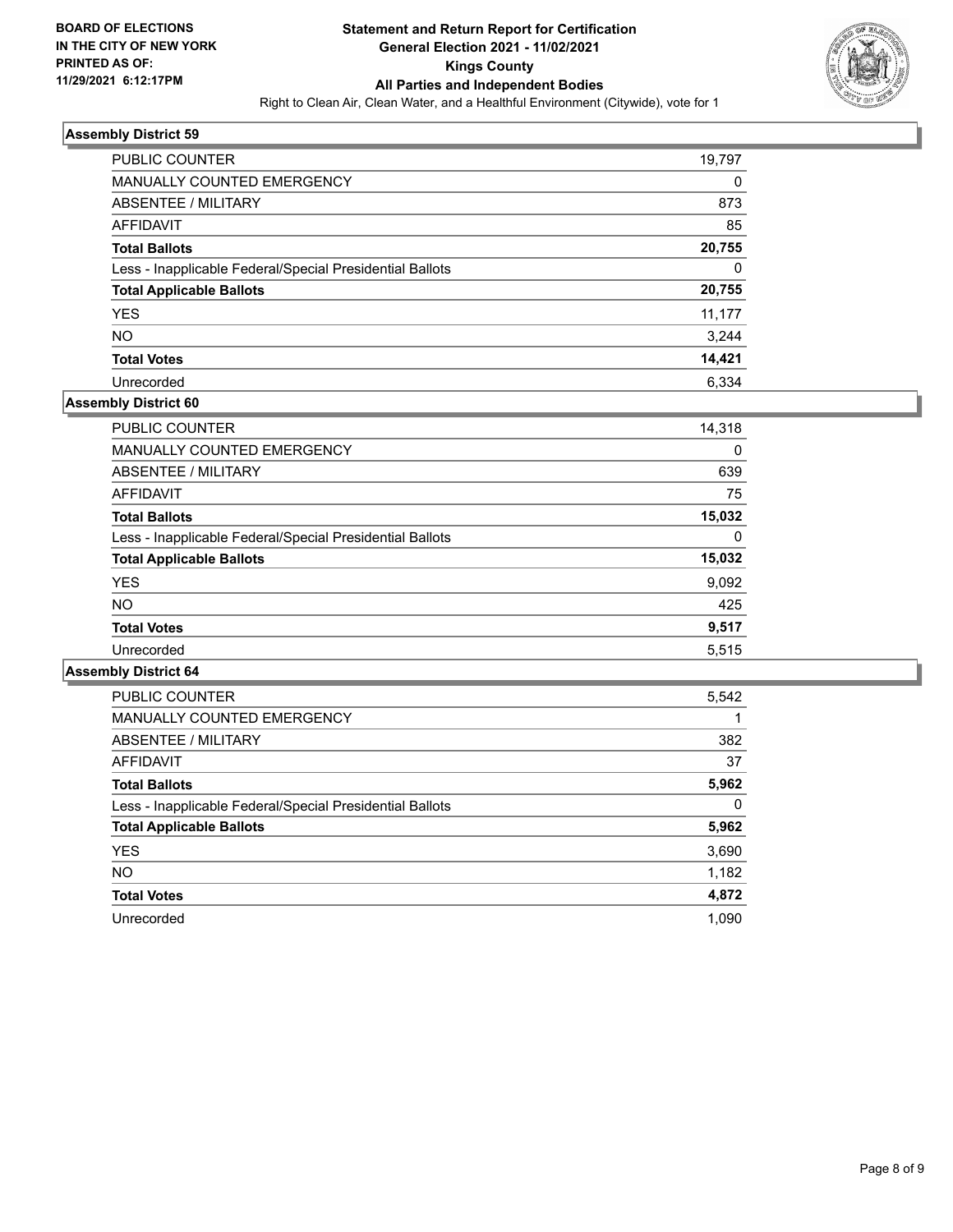**BOARD OF ELECTIONS IN THE CITY OF NEW YORK PRINTED AS OF: 11/29/2021 6:12:17PM**

# Statement and Return Report for Certification
## General Election 2021 - 11/02/2021
## Kings County
## All Parties and Independent Bodies

Right to Clean Air, Clean Water, and a Healthful Environment (Citywide), vote for 1

### Assembly District 59

| | |
|---|---|
| PUBLIC COUNTER | 19,797 |
| MANUALLY COUNTED EMERGENCY | 0 |
| ABSENTEE / MILITARY | 873 |
| AFFIDAVIT | 85 |
| **Total Ballots** | **20,755** |
| Less - Inapplicable Federal/Special Presidential Ballots | 0 |
| **Total Applicable Ballots** | **20,755** |
| YES | 11,177 |
| NO | 3,244 |
| **Total Votes** | **14,421** |
| Unrecorded | 6,334 |

### Assembly District 60

| | |
|---|---|
| PUBLIC COUNTER | 14,318 |
| MANUALLY COUNTED EMERGENCY | 0 |
| ABSENTEE / MILITARY | 639 |
| AFFIDAVIT | 75 |
| **Total Ballots** | **15,032** |
| Less - Inapplicable Federal/Special Presidential Ballots | 0 |
| **Total Applicable Ballots** | **15,032** |
| YES | 9,092 |
| NO | 425 |
| **Total Votes** | **9,517** |
| Unrecorded | 5,515 |

### Assembly District 64

| | |
|---|---|
| PUBLIC COUNTER | 5,542 |
| MANUALLY COUNTED EMERGENCY | 1 |
| ABSENTEE / MILITARY | 382 |
| AFFIDAVIT | 37 |
| **Total Ballots** | **5,962** |
| Less - Inapplicable Federal/Special Presidential Ballots | 0 |
| **Total Applicable Ballots** | **5,962** |
| YES | 3,690 |
| NO | 1,182 |
| **Total Votes** | **4,872** |
| Unrecorded | 1,090 |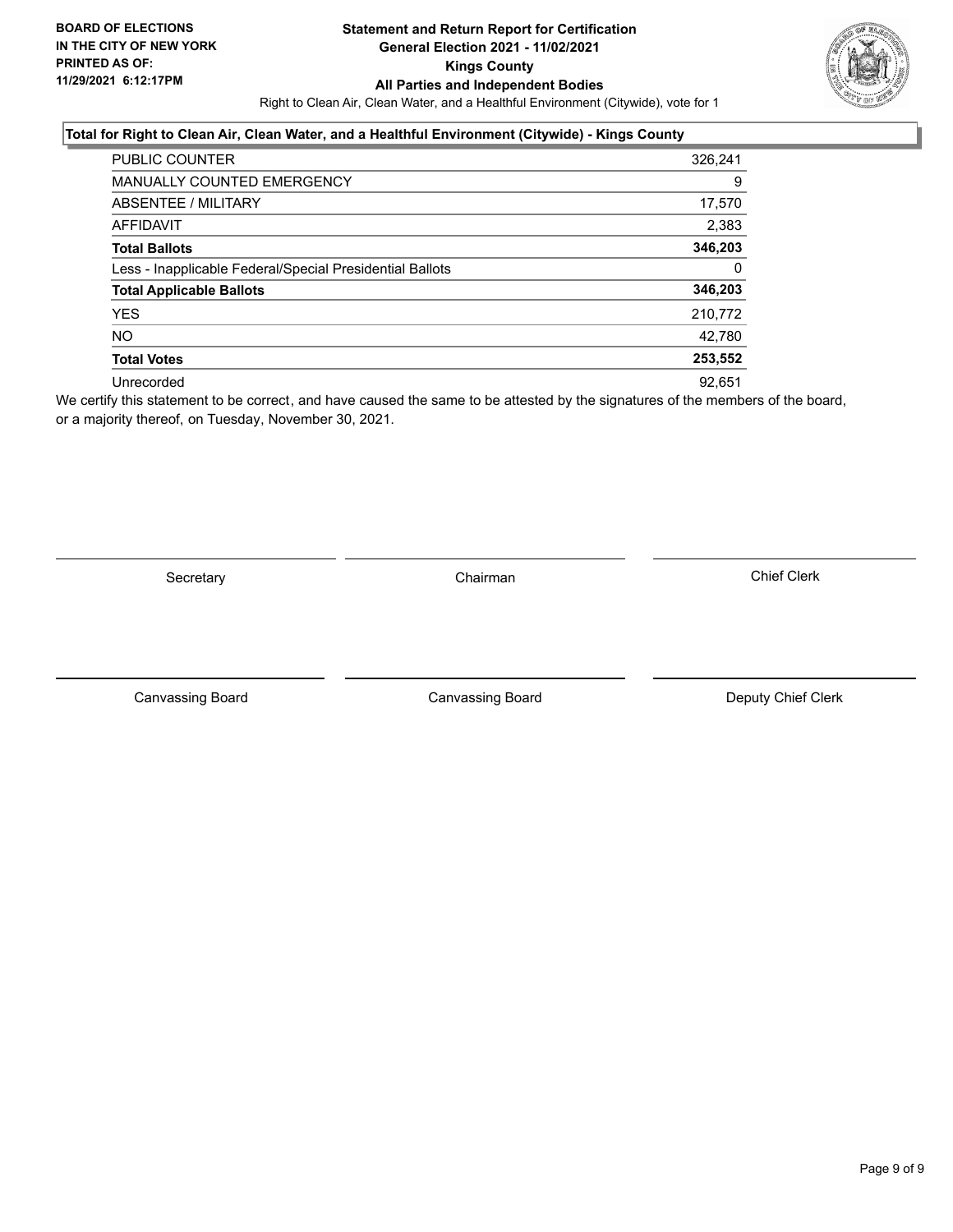**BOARD OF ELECTIONS IN THE CITY OF NEW YORK PRINTED AS OF: 11/29/2021 6:12:17PM**

# Statement and Return Report for Certification
## General Election 2021 - 11/02/2021
## Kings County
## All Parties and Independent Bodies

Right to Clean Air, Clean Water, and a Healthful Environment (Citywide), vote for 1

### Total for Right to Clean Air, Clean Water, and a Healthful Environment (Citywide) - Kings County

| | |
|---|---|
| PUBLIC COUNTER | 326,241 |
| MANUALLY COUNTED EMERGENCY | 9 |
| ABSENTEE / MILITARY | 17,570 |
| AFFIDAVIT | 2,383 |
| **Total Ballots** | **346,203** |
| Less - Inapplicable Federal/Special Presidential Ballots | 0 |
| **Total Applicable Ballots** | **346,203** |
| YES | 210,772 |
| NO | 42,780 |
| **Total Votes** | **253,552** |
| Unrecorded | 92,651 |

We certify this statement to be correct, and have caused the same to be attested by the signatures of the members of the board, or a majority thereof, on Tuesday, November 30, 2021.

Secretary

Chairman

Chief Clerk

Canvassing Board

Canvassing Board

Deputy Chief Clerk